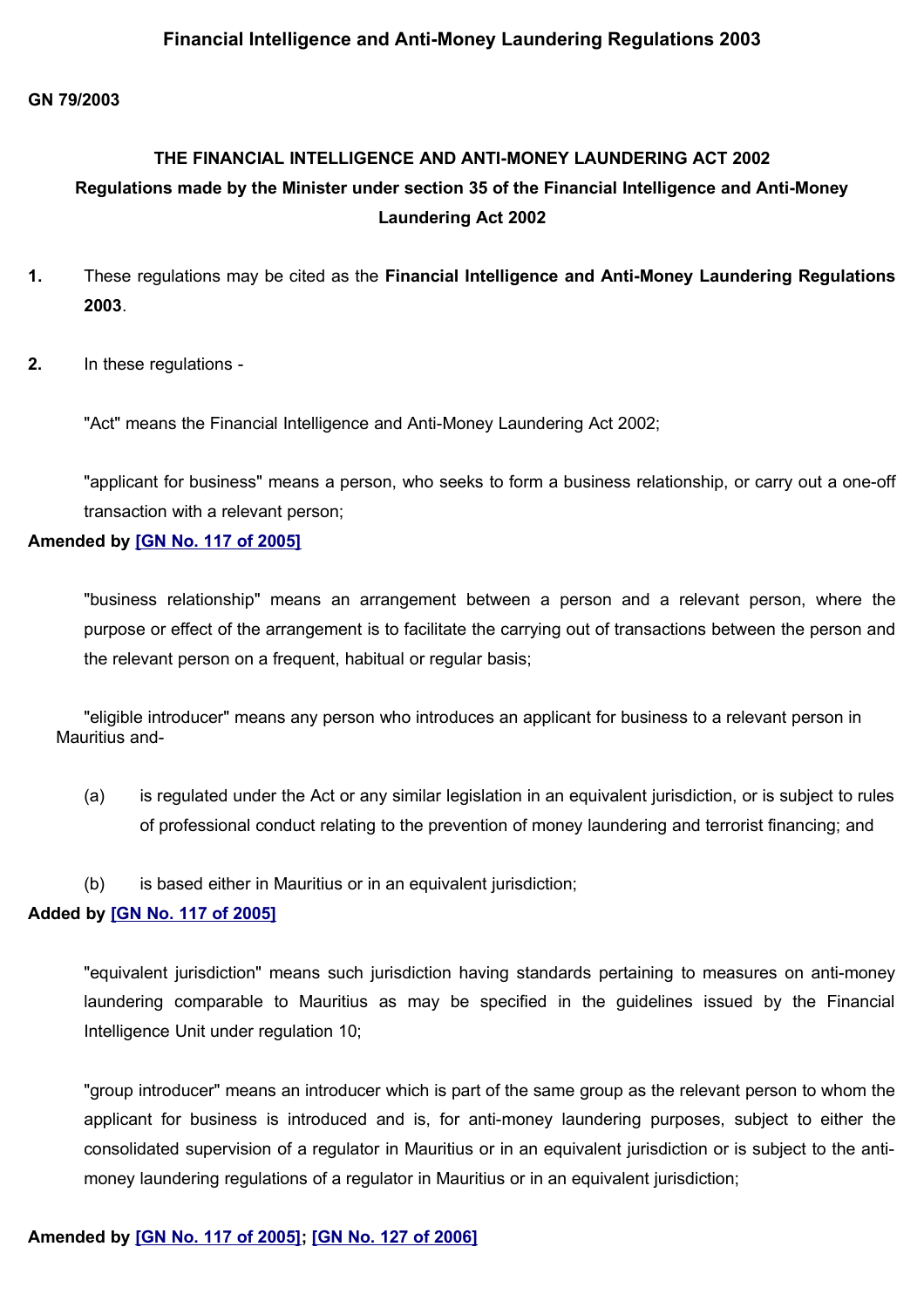# Financial Intelligence and Anti-Money Laundering Regulations 2003

**GN 79/2003**

**THE FINANCIAL INTELLIGENCE AND ANTI-MONEY LAUNDERING ACT 2002**

**Regulations made by the Minister under section 35 of the Financial Intelligence and Anti-Money Laundering Act 2002**

**1.** These regulations may be cited as the **Financial Intelligence and Anti-Money Laundering Regulations 2003**.

**2.** In these regulations -

"Act" means the Financial Intelligence and Anti-Money Laundering Act 2002;

"applicant for business" means a person, who seeks to form a business relationship, or carry out a one-off transaction with a relevant person;

**Amended by [GN No. 117 of 2005]**

"business relationship" means an arrangement between a person and a relevant person, where the purpose or effect of the arrangement is to facilitate the carrying out of transactions between the person and the relevant person on a frequent, habitual or regular basis;

"eligible introducer" means any person who introduces an applicant for business to a relevant person in Mauritius and-

(a) is regulated under the Act or any similar legislation in an equivalent jurisdiction, or is subject to rules of professional conduct relating to the prevention of money laundering and terrorist financing; and

(b) is based either in Mauritius or in an equivalent jurisdiction;

**Added by [GN No. 117 of 2005]**

"equivalent jurisdiction" means such jurisdiction having standards pertaining to measures on anti-money laundering comparable to Mauritius as may be specified in the guidelines issued by the Financial Intelligence Unit under regulation 10;

"group introducer" means an introducer which is part of the same group as the relevant person to whom the applicant for business is introduced and is, for anti-money laundering purposes, subject to either the consolidated supervision of a regulator in Mauritius or in an equivalent jurisdiction or is subject to the anti-money laundering regulations of a regulator in Mauritius or in an equivalent jurisdiction;

**Amended by [GN No. 117 of 2005]; [GN No. 127 of 2006]**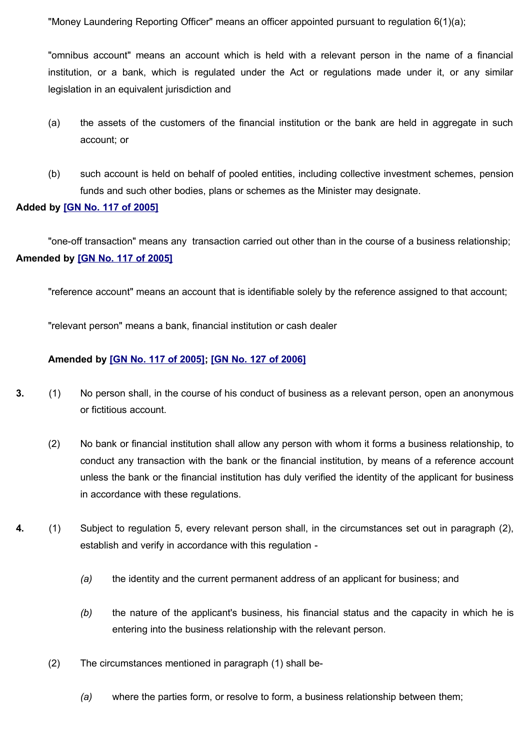"Money Laundering Reporting Officer" means an officer appointed pursuant to regulation 6(1)(a);

"omnibus account" means an account which is held with a relevant person in the name of a financial institution, or a bank, which is regulated under the Act or regulations made under it, or any similar legislation in an equivalent jurisdiction and

(a) the assets of the customers of the financial institution or the bank are held in aggregate in such account; or

(b) such account is held on behalf of pooled entities, including collective investment schemes, pension funds and such other bodies, plans or schemes as the Minister may designate.

**Added by [GN No. 117 of 2005]**

"one-off transaction" means any transaction carried out other than in the course of a business relationship;

**Amended by [GN No. 117 of 2005]**

"reference account" means an account that is identifiable solely by the reference assigned to that account;

"relevant person" means a bank, financial institution or cash dealer

**Amended by [GN No. 117 of 2005]; [GN No. 127 of 2006]**

**3.** (1) No person shall, in the course of his conduct of business as a relevant person, open an anonymous or fictitious account.

(2) No bank or financial institution shall allow any person with whom it forms a business relationship, to conduct any transaction with the bank or the financial institution, by means of a reference account unless the bank or the financial institution has duly verified the identity of the applicant for business in accordance with these regulations.

**4.** (1) Subject to regulation 5, every relevant person shall, in the circumstances set out in paragraph (2), establish and verify in accordance with this regulation -

*(a)* the identity and the current permanent address of an applicant for business; and

*(b)* the nature of the applicant's business, his financial status and the capacity in which he is entering into the business relationship with the relevant person.

(2) The circumstances mentioned in paragraph (1) shall be-

*(a)* where the parties form, or resolve to form, a business relationship between them;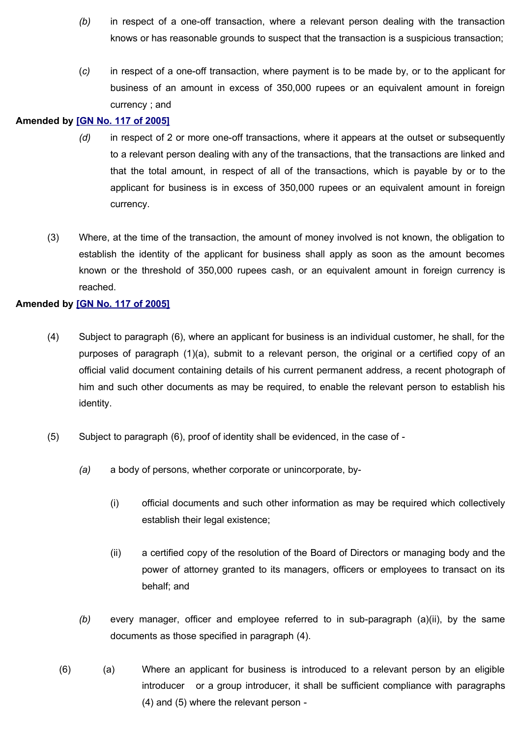(*b*) in respect of a one-off transaction, where a relevant person dealing with the transaction knows or has reasonable grounds to suspect that the transaction is a suspicious transaction;

(*c*) in respect of a one-off transaction, where payment is to be made by, or to the applicant for business of an amount in excess of 350,000 rupees or an equivalent amount in foreign currency ; and

**Amended by [GN No. 117 of 2005]**

(*d*) in respect of 2 or more one-off transactions, where it appears at the outset or subsequently to a relevant person dealing with any of the transactions, that the transactions are linked and that the total amount, in respect of all of the transactions, which is payable by or to the applicant for business is in excess of 350,000 rupees or an equivalent amount in foreign currency.

(3) Where, at the time of the transaction, the amount of money involved is not known, the obligation to establish the identity of the applicant for business shall apply as soon as the amount becomes known or the threshold of 350,000 rupees cash, or an equivalent amount in foreign currency is reached.

**Amended by [GN No. 117 of 2005]**

(4) Subject to paragraph (6), where an applicant for business is an individual customer, he shall, for the purposes of paragraph (1)(a), submit to a relevant person, the original or a certified copy of an official valid document containing details of his current permanent address, a recent photograph of him and such other documents as may be required, to enable the relevant person to establish his identity.

(5) Subject to paragraph (6), proof of identity shall be evidenced, in the case of -

(*a*) a body of persons, whether corporate or unincorporate, by-

(i) official documents and such other information as may be required which collectively establish their legal existence;

(ii) a certified copy of the resolution of the Board of Directors or managing body and the power of attorney granted to its managers, officers or employees to transact on its behalf; and

(*b*) every manager, officer and employee referred to in sub-paragraph (a)(ii), by the same documents as those specified in paragraph (4).

(6) (a) Where an applicant for business is introduced to a relevant person by an eligible introducer or a group introducer, it shall be sufficient compliance with paragraphs (4) and (5) where the relevant person -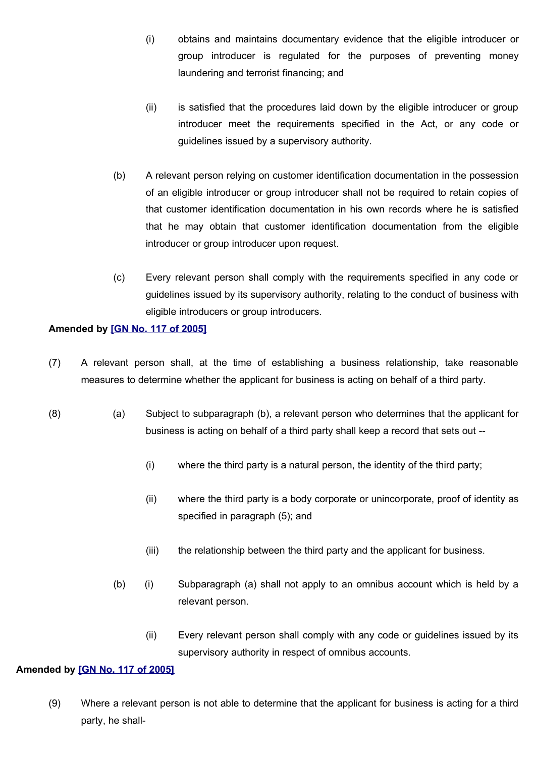(i) obtains and maintains documentary evidence that the eligible introducer or group introducer is regulated for the purposes of preventing money laundering and terrorist financing; and

(ii) is satisfied that the procedures laid down by the eligible introducer or group introducer meet the requirements specified in the Act, or any code or guidelines issued by a supervisory authority.

(b) A relevant person relying on customer identification documentation in the possession of an eligible introducer or group introducer shall not be required to retain copies of that customer identification documentation in his own records where he is satisfied that he may obtain that customer identification documentation from the eligible introducer or group introducer upon request.

(c) Every relevant person shall comply with the requirements specified in any code or guidelines issued by its supervisory authority, relating to the conduct of business with eligible introducers or group introducers.

**Amended by [GN No. 117 of 2005]**

(7) A relevant person shall, at the time of establishing a business relationship, take reasonable measures to determine whether the applicant for business is acting on behalf of a third party.

(8) (a) Subject to subparagraph (b), a relevant person who determines that the applicant for business is acting on behalf of a third party shall keep a record that sets out --

(i) where the third party is a natural person, the identity of the third party;

(ii) where the third party is a body corporate or unincorporate, proof of identity as specified in paragraph (5); and

(iii) the relationship between the third party and the applicant for business.

(b) (i) Subparagraph (a) shall not apply to an omnibus account which is held by a relevant person.

(ii) Every relevant person shall comply with any code or guidelines issued by its supervisory authority in respect of omnibus accounts.

**Amended by [GN No. 117 of 2005]**

(9) Where a relevant person is not able to determine that the applicant for business is acting for a third party, he shall-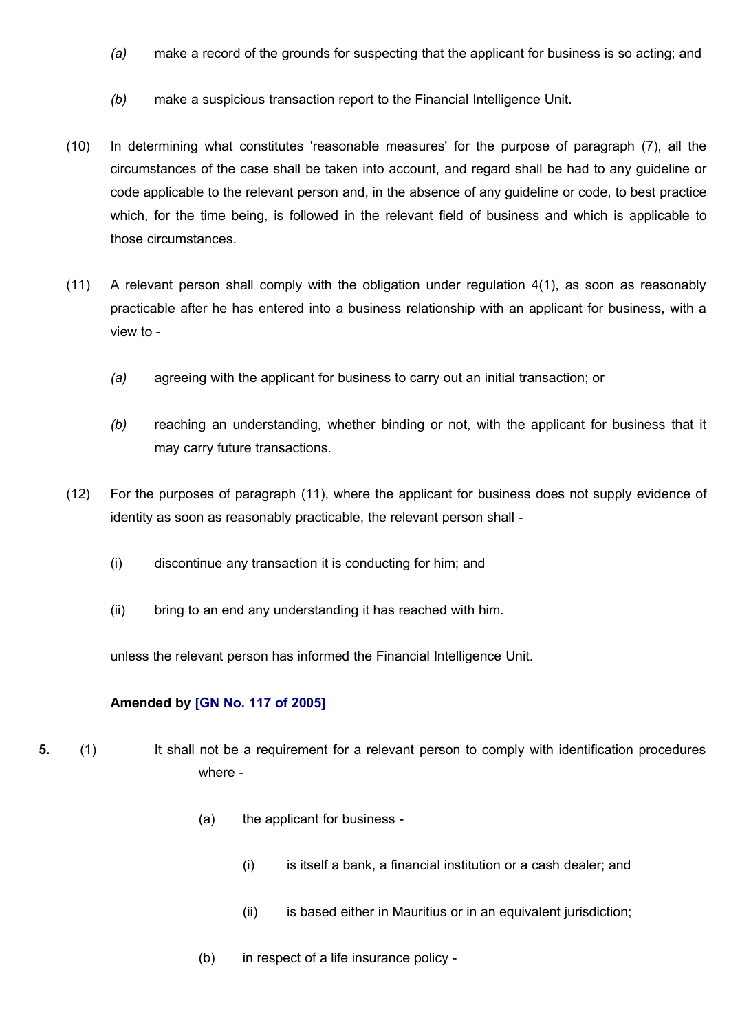(a) make a record of the grounds for suspecting that the applicant for business is so acting; and

(b) make a suspicious transaction report to the Financial Intelligence Unit.

(10) In determining what constitutes 'reasonable measures' for the purpose of paragraph (7), all the circumstances of the case shall be taken into account, and regard shall be had to any guideline or code applicable to the relevant person and, in the absence of any guideline or code, to best practice which, for the time being, is followed in the relevant field of business and which is applicable to those circumstances.

(11) A relevant person shall comply with the obligation under regulation 4(1), as soon as reasonably practicable after he has entered into a business relationship with an applicant for business, with a view to -

(a) agreeing with the applicant for business to carry out an initial transaction; or

(b) reaching an understanding, whether binding or not, with the applicant for business that it may carry future transactions.

(12) For the purposes of paragraph (11), where the applicant for business does not supply evidence of identity as soon as reasonably practicable, the relevant person shall -

(i) discontinue any transaction it is conducting for him; and

(ii) bring to an end any understanding it has reached with him.

unless the relevant person has informed the Financial Intelligence Unit.

**Amended by [GN No. 117 of 2005]**

**5.** (1) It shall not be a requirement for a relevant person to comply with identification procedures where -

(a) the applicant for business -

(i) is itself a bank, a financial institution or a cash dealer; and

(ii) is based either in Mauritius or in an equivalent jurisdiction;

(b) in respect of a life insurance policy -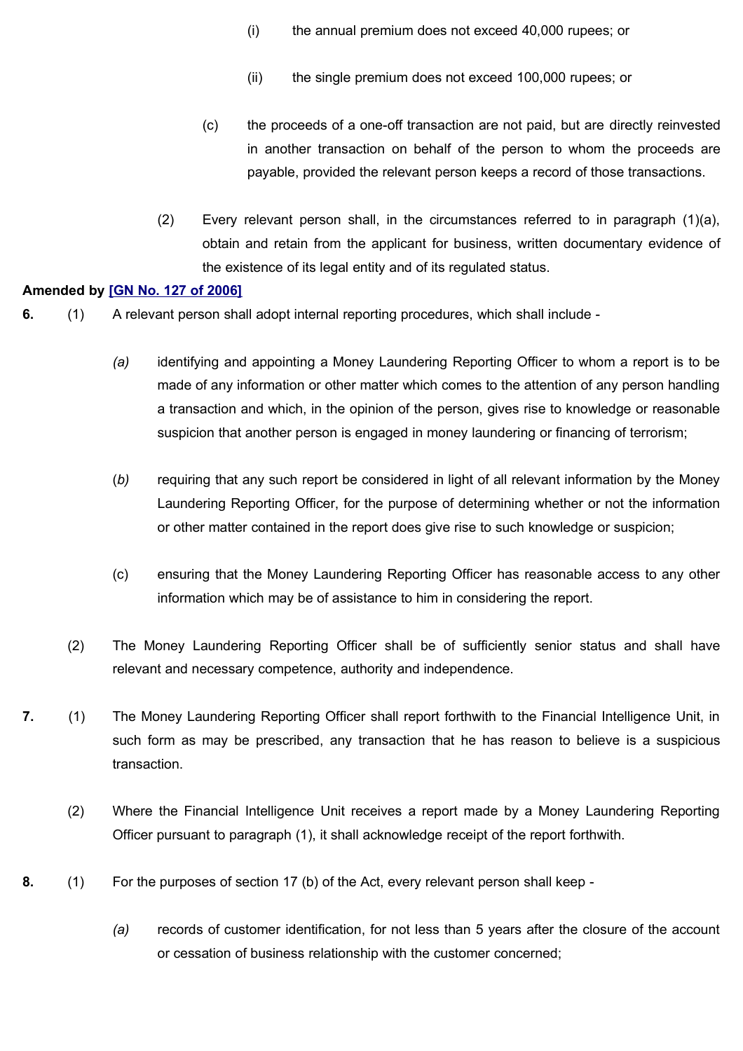(i) the annual premium does not exceed 40,000 rupees; or

(ii) the single premium does not exceed 100,000 rupees; or

(c) the proceeds of a one-off transaction are not paid, but are directly reinvested in another transaction on behalf of the person to whom the proceeds are payable, provided the relevant person keeps a record of those transactions.

(2) Every relevant person shall, in the circumstances referred to in paragraph (1)(a), obtain and retain from the applicant for business, written documentary evidence of the existence of its legal entity and of its regulated status.

**Amended by [GN No. 127 of 2006]**

**6.** (1) A relevant person shall adopt internal reporting procedures, which shall include -

*(a)* identifying and appointing a Money Laundering Reporting Officer to whom a report is to be made of any information or other matter which comes to the attention of any person handling a transaction and which, in the opinion of the person, gives rise to knowledge or reasonable suspicion that another person is engaged in money laundering or financing of terrorism;

(*b)* requiring that any such report be considered in light of all relevant information by the Money Laundering Reporting Officer, for the purpose of determining whether or not the information or other matter contained in the report does give rise to such knowledge or suspicion;

(c) ensuring that the Money Laundering Reporting Officer has reasonable access to any other information which may be of assistance to him in considering the report.

(2) The Money Laundering Reporting Officer shall be of sufficiently senior status and shall have relevant and necessary competence, authority and independence.

**7.** (1) The Money Laundering Reporting Officer shall report forthwith to the Financial Intelligence Unit, in such form as may be prescribed, any transaction that he has reason to believe is a suspicious transaction.

(2) Where the Financial Intelligence Unit receives a report made by a Money Laundering Reporting Officer pursuant to paragraph (1), it shall acknowledge receipt of the report forthwith.

**8.** (1) For the purposes of section 17 (b) of the Act, every relevant person shall keep -

*(a)* records of customer identification, for not less than 5 years after the closure of the account or cessation of business relationship with the customer concerned;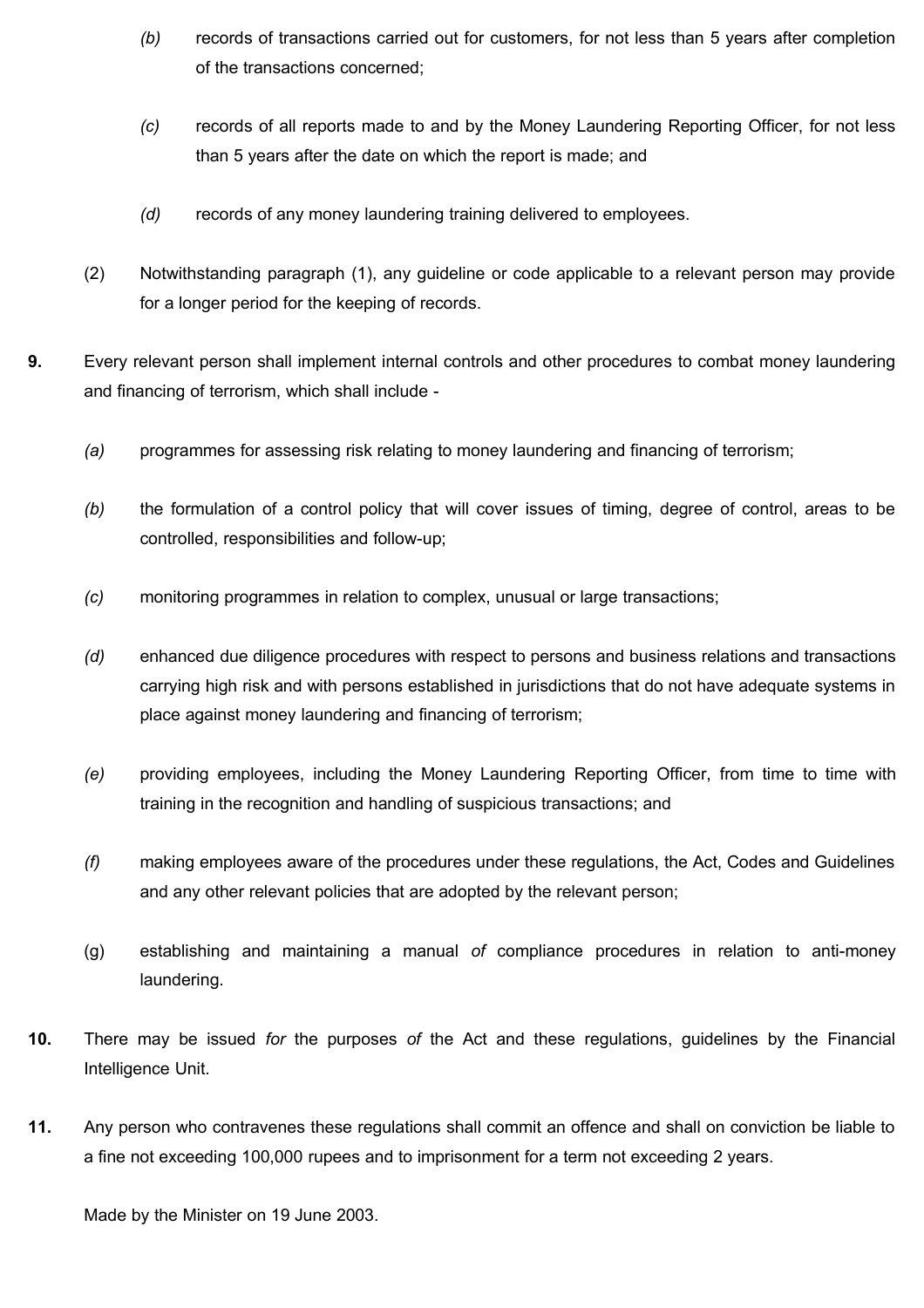*(b)* records of transactions carried out for customers, for not less than 5 years after completion of the transactions concerned;

*(c)* records of all reports made to and by the Money Laundering Reporting Officer, for not less than 5 years after the date on which the report is made; and

*(d)* records of any money laundering training delivered to employees.

(2) Notwithstanding paragraph (1), any guideline or code applicable to a relevant person may provide for a longer period for the keeping of records.

**9.** Every relevant person shall implement internal controls and other procedures to combat money laundering and financing of terrorism, which shall include -

*(a)* programmes for assessing risk relating to money laundering and financing of terrorism;

*(b)* the formulation of a control policy that will cover issues of timing, degree of control, areas to be controlled, responsibilities and follow-up;

*(c)* monitoring programmes in relation to complex, unusual or large transactions;

*(d)* enhanced due diligence procedures with respect to persons and business relations and transactions carrying high risk and with persons established in jurisdictions that do not have adequate systems in place against money laundering and financing of terrorism;

*(e)* providing employees, including the Money Laundering Reporting Officer, from time to time with training in the recognition and handling of suspicious transactions; and

*(f)* making employees aware of the procedures under these regulations, the Act, Codes and Guidelines and any other relevant policies that are adopted by the relevant person;

(g) establishing and maintaining a manual *of* compliance procedures in relation to anti-money laundering.

**10.** There may be issued *for* the purposes *of* the Act and these regulations, guidelines by the Financial Intelligence Unit.

**11.** Any person who contravenes these regulations shall commit an offence and shall on conviction be liable to a fine not exceeding 100,000 rupees and to imprisonment for a term not exceeding 2 years.

Made by the Minister on 19 June 2003.